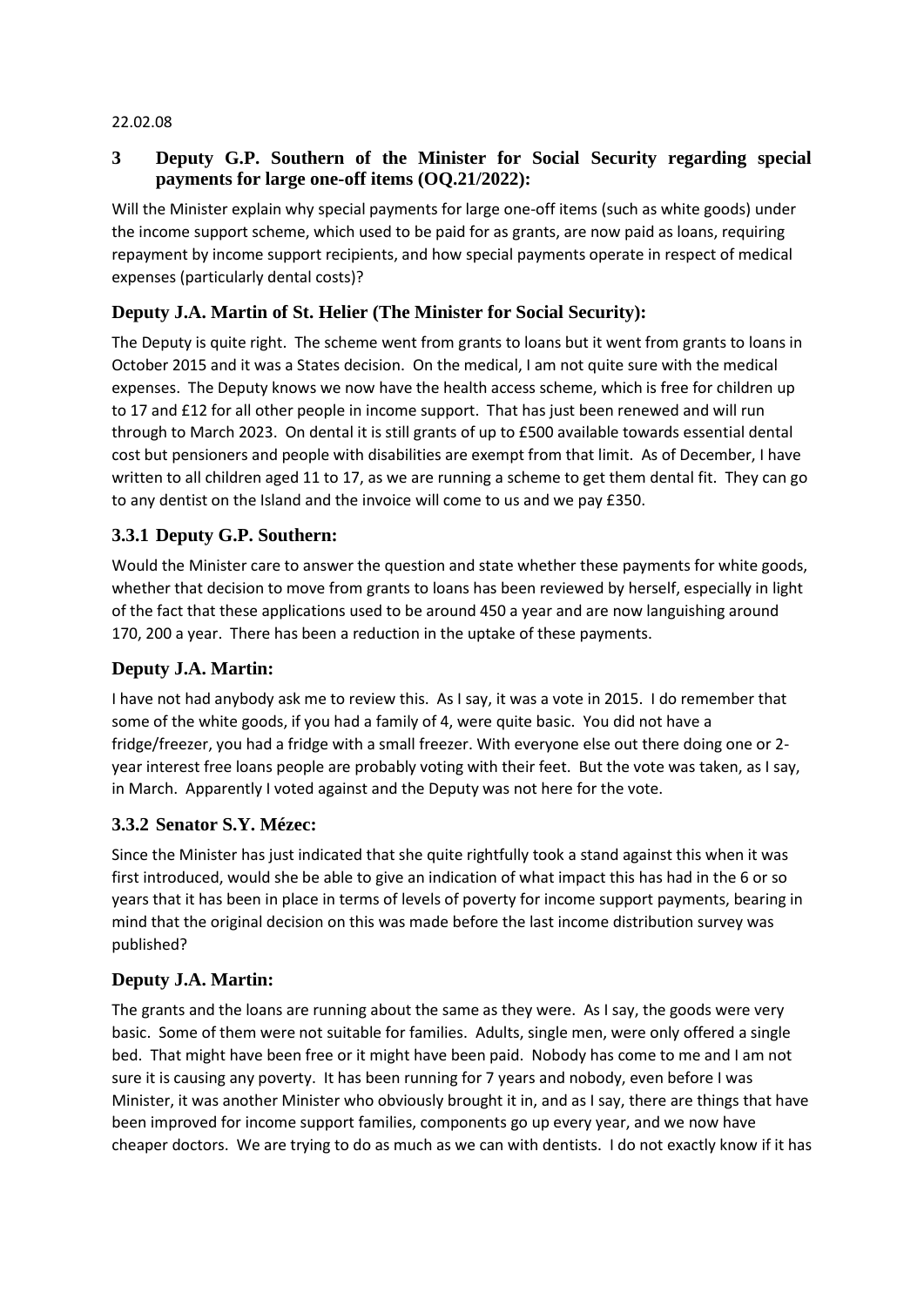22.02.08

## 3 Deputy G.P. Southern of the Minister for Social Security regarding special payments for large one-off items (OQ.21/2022):

Will the Minister explain why special payments for large one-off items (such as white goods) under the income support scheme, which used to be paid for as grants, are now paid as loans, requiring repayment by income support recipients, and how special payments operate in respect of medical expenses (particularly dental costs)?

### Deputy J.A. Martin of St. Helier (The Minister for Social Security):

The Deputy is quite right. The scheme went from grants to loans but it went from grants to loans in October 2015 and it was a States decision. On the medical, I am not quite sure with the medical expenses. The Deputy knows we now have the health access scheme, which is free for children up to 17 and £12 for all other people in income support. That has just been renewed and will run through to March 2023. On dental it is still grants of up to £500 available towards essential dental cost but pensioners and people with disabilities are exempt from that limit. As of December, I have written to all children aged 11 to 17, as we are running a scheme to get them dental fit. They can go to any dentist on the Island and the invoice will come to us and we pay £350.

### 3.3.1 Deputy G.P. Southern:

Would the Minister care to answer the question and state whether these payments for white goods, whether that decision to move from grants to loans has been reviewed by herself, especially in light of the fact that these applications used to be around 450 a year and are now languishing around 170, 200 a year. There has been a reduction in the uptake of these payments.

### Deputy J.A. Martin:

I have not had anybody ask me to review this. As I say, it was a vote in 2015. I do remember that some of the white goods, if you had a family of 4, were quite basic. You did not have a fridge/freezer, you had a fridge with a small freezer. With everyone else out there doing one or 2-year interest free loans people are probably voting with their feet. But the vote was taken, as I say, in March. Apparently I voted against and the Deputy was not here for the vote.

### 3.3.2 Senator S.Y. Mézec:

Since the Minister has just indicated that she quite rightfully took a stand against this when it was first introduced, would she be able to give an indication of what impact this has had in the 6 or so years that it has been in place in terms of levels of poverty for income support payments, bearing in mind that the original decision on this was made before the last income distribution survey was published?

### Deputy J.A. Martin:

The grants and the loans are running about the same as they were. As I say, the goods were very basic. Some of them were not suitable for families. Adults, single men, were only offered a single bed. That might have been free or it might have been paid. Nobody has come to me and I am not sure it is causing any poverty. It has been running for 7 years and nobody, even before I was Minister, it was another Minister who obviously brought it in, and as I say, there are things that have been improved for income support families, components go up every year, and we now have cheaper doctors. We are trying to do as much as we can with dentists. I do not exactly know if it has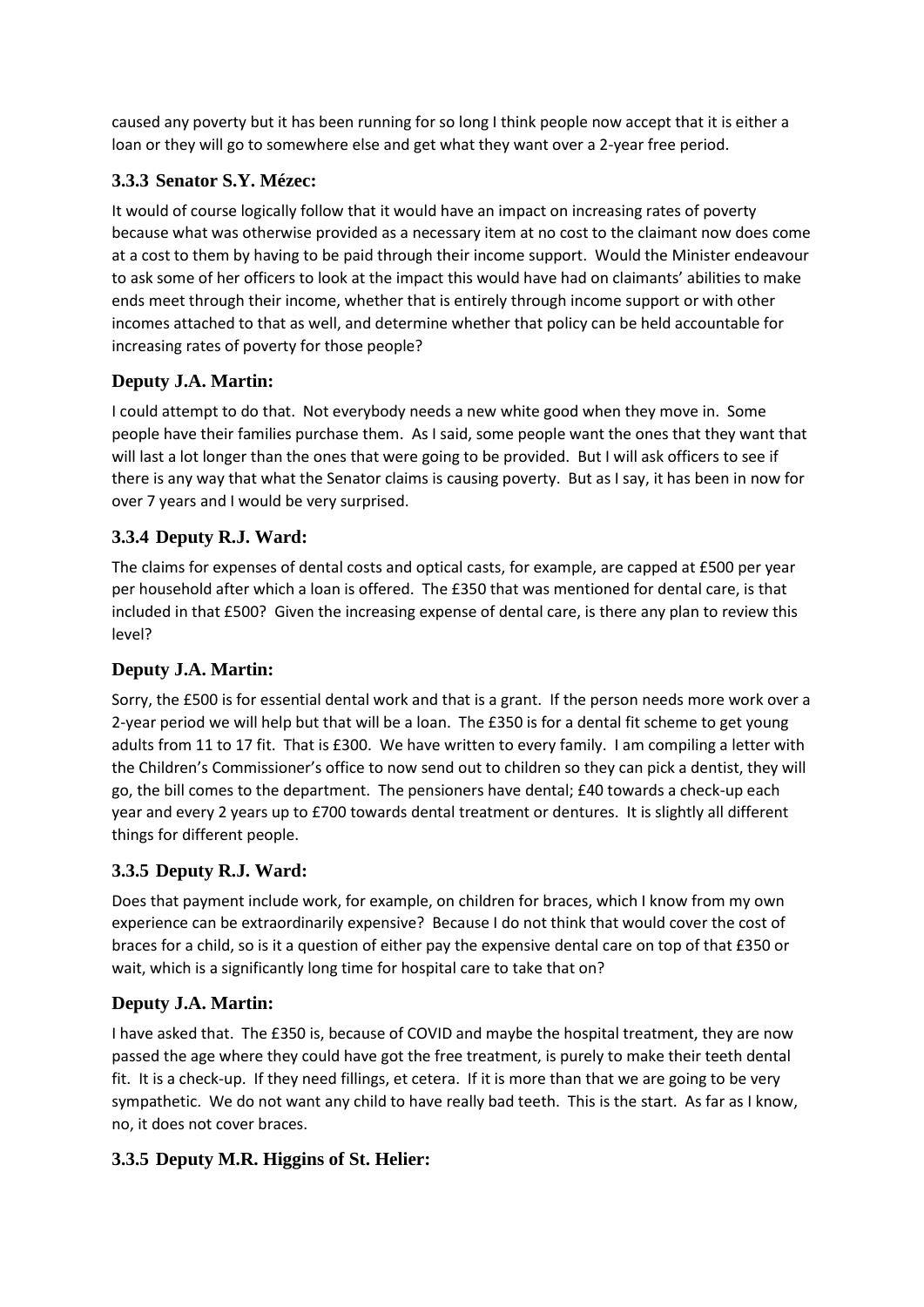caused any poverty but it has been running for so long I think people now accept that it is either a loan or they will go to somewhere else and get what they want over a 2-year free period.

### 3.3.3 Senator S.Y. Mézec:

It would of course logically follow that it would have an impact on increasing rates of poverty because what was otherwise provided as a necessary item at no cost to the claimant now does come at a cost to them by having to be paid through their income support. Would the Minister endeavour to ask some of her officers to look at the impact this would have had on claimants' abilities to make ends meet through their income, whether that is entirely through income support or with other incomes attached to that as well, and determine whether that policy can be held accountable for increasing rates of poverty for those people?

### Deputy J.A. Martin:

I could attempt to do that. Not everybody needs a new white good when they move in. Some people have their families purchase them. As I said, some people want the ones that they want that will last a lot longer than the ones that were going to be provided. But I will ask officers to see if there is any way that what the Senator claims is causing poverty. But as I say, it has been in now for over 7 years and I would be very surprised.

### 3.3.4 Deputy R.J. Ward:

The claims for expenses of dental costs and optical casts, for example, are capped at £500 per year per household after which a loan is offered. The £350 that was mentioned for dental care, is that included in that £500? Given the increasing expense of dental care, is there any plan to review this level?

### Deputy J.A. Martin:

Sorry, the £500 is for essential dental work and that is a grant. If the person needs more work over a 2-year period we will help but that will be a loan. The £350 is for a dental fit scheme to get young adults from 11 to 17 fit. That is £300. We have written to every family. I am compiling a letter with the Children's Commissioner's office to now send out to children so they can pick a dentist, they will go, the bill comes to the department. The pensioners have dental; £40 towards a check-up each year and every 2 years up to £700 towards dental treatment or dentures. It is slightly all different things for different people.

### 3.3.5 Deputy R.J. Ward:

Does that payment include work, for example, on children for braces, which I know from my own experience can be extraordinarily expensive? Because I do not think that would cover the cost of braces for a child, so is it a question of either pay the expensive dental care on top of that £350 or wait, which is a significantly long time for hospital care to take that on?

### Deputy J.A. Martin:

I have asked that. The £350 is, because of COVID and maybe the hospital treatment, they are now passed the age where they could have got the free treatment, is purely to make their teeth dental fit. It is a check-up. If they need fillings, et cetera. If it is more than that we are going to be very sympathetic. We do not want any child to have really bad teeth. This is the start. As far as I know, no, it does not cover braces.

### 3.3.5 Deputy M.R. Higgins of St. Helier: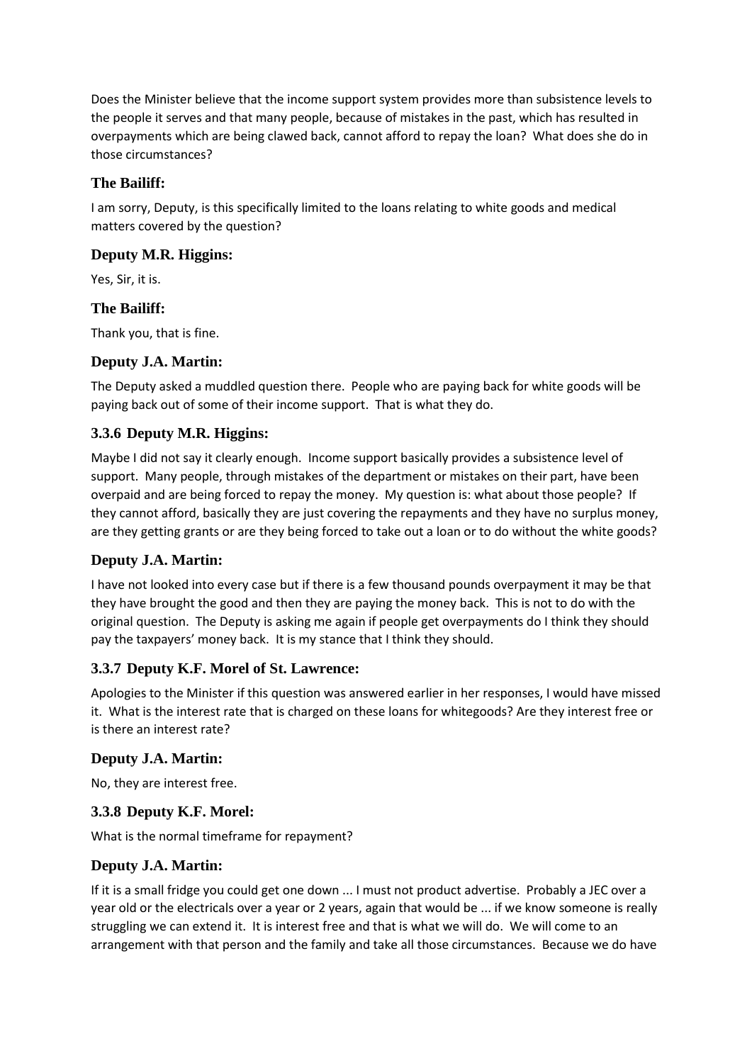Does the Minister believe that the income support system provides more than subsistence levels to the people it serves and that many people, because of mistakes in the past, which has resulted in overpayments which are being clawed back, cannot afford to repay the loan? What does she do in those circumstances?

### The Bailiff:

I am sorry, Deputy, is this specifically limited to the loans relating to white goods and medical matters covered by the question?

### Deputy M.R. Higgins:

Yes, Sir, it is.

### The Bailiff:

Thank you, that is fine.

### Deputy J.A. Martin:

The Deputy asked a muddled question there. People who are paying back for white goods will be paying back out of some of their income support. That is what they do.

### 3.3.6 Deputy M.R. Higgins:

Maybe I did not say it clearly enough. Income support basically provides a subsistence level of support. Many people, through mistakes of the department or mistakes on their part, have been overpaid and are being forced to repay the money. My question is: what about those people? If they cannot afford, basically they are just covering the repayments and they have no surplus money, are they getting grants or are they being forced to take out a loan or to do without the white goods?

### Deputy J.A. Martin:

I have not looked into every case but if there is a few thousand pounds overpayment it may be that they have brought the good and then they are paying the money back. This is not to do with the original question. The Deputy is asking me again if people get overpayments do I think they should pay the taxpayers' money back. It is my stance that I think they should.

### 3.3.7 Deputy K.F. Morel of St. Lawrence:

Apologies to the Minister if this question was answered earlier in her responses, I would have missed it. What is the interest rate that is charged on these loans for whitegoods? Are they interest free or is there an interest rate?

### Deputy J.A. Martin:

No, they are interest free.

### 3.3.8 Deputy K.F. Morel:

What is the normal timeframe for repayment?

### Deputy J.A. Martin:

If it is a small fridge you could get one down ... I must not product advertise. Probably a JEC over a year old or the electricals over a year or 2 years, again that would be ... if we know someone is really struggling we can extend it. It is interest free and that is what we will do. We will come to an arrangement with that person and the family and take all those circumstances. Because we do have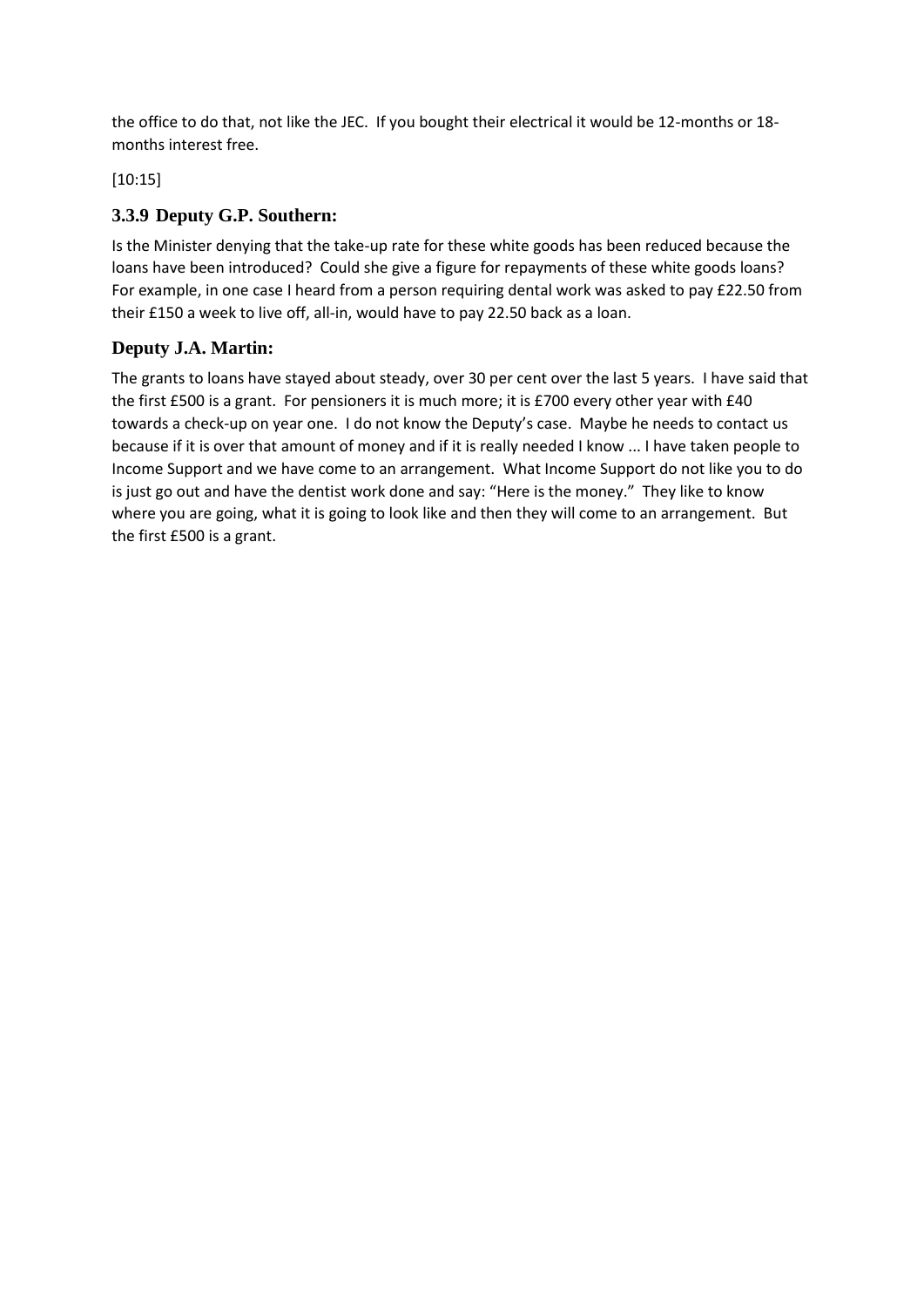the office to do that, not like the JEC. If you bought their electrical it would be 12-months or 18-months interest free.

[10:15]

### 3.3.9 Deputy G.P. Southern:

Is the Minister denying that the take-up rate for these white goods has been reduced because the loans have been introduced? Could she give a figure for repayments of these white goods loans? For example, in one case I heard from a person requiring dental work was asked to pay £22.50 from their £150 a week to live off, all-in, would have to pay 22.50 back as a loan.

### Deputy J.A. Martin:

The grants to loans have stayed about steady, over 30 per cent over the last 5 years. I have said that the first £500 is a grant. For pensioners it is much more; it is £700 every other year with £40 towards a check-up on year one. I do not know the Deputy's case. Maybe he needs to contact us because if it is over that amount of money and if it is really needed I know ... I have taken people to Income Support and we have come to an arrangement. What Income Support do not like you to do is just go out and have the dentist work done and say: "Here is the money." They like to know where you are going, what it is going to look like and then they will come to an arrangement. But the first £500 is a grant.